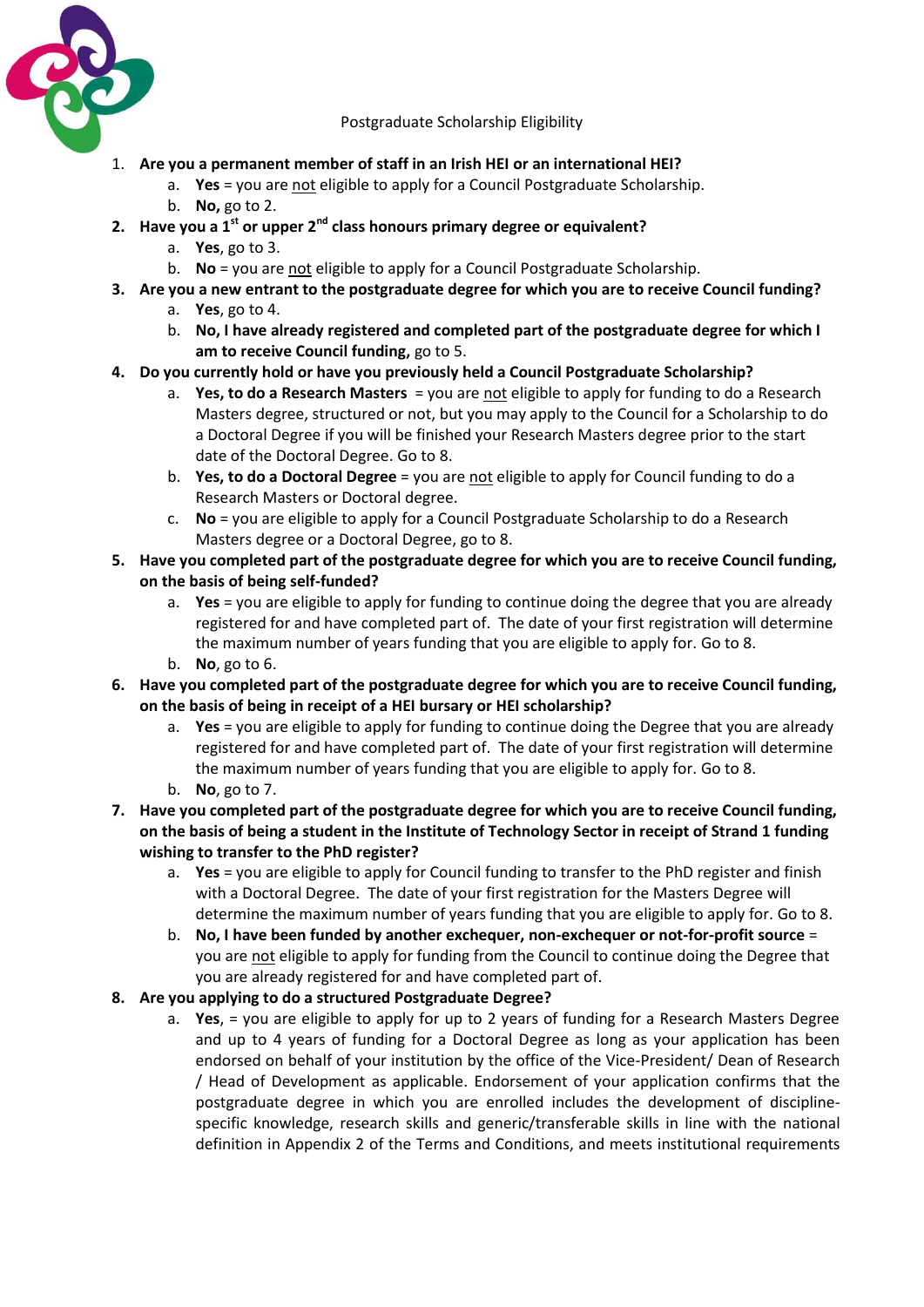Postgraduate Scholarship Eligibility

1. **Are you a permanent member of staff in an Irish HEI or an international HEI?**
   a. **Yes** = you are not eligible to apply for a Council Postgraduate Scholarship.
   b. **No,** go to 2.
2. **Have you a 1st or upper 2nd class honours primary degree or equivalent?**
   a. **Yes**, go to 3.
   b. **No** = you are not eligible to apply for a Council Postgraduate Scholarship.
3. **Are you a new entrant to the postgraduate degree for which you are to receive Council funding?**
   a. **Yes**, go to 4.
   b. **No, I have already registered and completed part of the postgraduate degree for which I am to receive Council funding,** go to 5.
4. **Do you currently hold or have you previously held a Council Postgraduate Scholarship?**
   a. **Yes, to do a Research Masters** = you are not eligible to apply for funding to do a Research Masters degree, structured or not, but you may apply to the Council for a Scholarship to do a Doctoral Degree if you will be finished your Research Masters degree prior to the start date of the Doctoral Degree. Go to 8.
   b. **Yes, to do a Doctoral Degree** = you are not eligible to apply for Council funding to do a Research Masters or Doctoral degree.
   c. **No** = you are eligible to apply for a Council Postgraduate Scholarship to do a Research Masters degree or a Doctoral Degree, go to 8.
5. **Have you completed part of the postgraduate degree for which you are to receive Council funding, on the basis of being self-funded?**
   a. **Yes** = you are eligible to apply for funding to continue doing the degree that you are already registered for and have completed part of. The date of your first registration will determine the maximum number of years funding that you are eligible to apply for. Go to 8.
   b. **No**, go to 6.
6. **Have you completed part of the postgraduate degree for which you are to receive Council funding, on the basis of being in receipt of a HEI bursary or HEI scholarship?**
   a. **Yes** = you are eligible to apply for funding to continue doing the Degree that you are already registered for and have completed part of. The date of your first registration will determine the maximum number of years funding that you are eligible to apply for. Go to 8.
   b. **No**, go to 7.
7. **Have you completed part of the postgraduate degree for which you are to receive Council funding, on the basis of being a student in the Institute of Technology Sector in receipt of Strand 1 funding wishing to transfer to the PhD register?**
   a. **Yes** = you are eligible to apply for Council funding to transfer to the PhD register and finish with a Doctoral Degree. The date of your first registration for the Masters Degree will determine the maximum number of years funding that you are eligible to apply for. Go to 8.
   b. **No, I have been funded by another exchequer, non-exchequer or not-for-profit source** = you are not eligible to apply for funding from the Council to continue doing the Degree that you are already registered for and have completed part of.
8. **Are you applying to do a structured Postgraduate Degree?**
   a. **Yes**, = you are eligible to apply for up to 2 years of funding for a Research Masters Degree and up to 4 years of funding for a Doctoral Degree as long as your application has been endorsed on behalf of your institution by the office of the Vice-President/ Dean of Research / Head of Development as applicable. Endorsement of your application confirms that the postgraduate degree in which you are enrolled includes the development of discipline-specific knowledge, research skills and generic/transferable skills in line with the national definition in Appendix 2 of the Terms and Conditions, and meets institutional requirements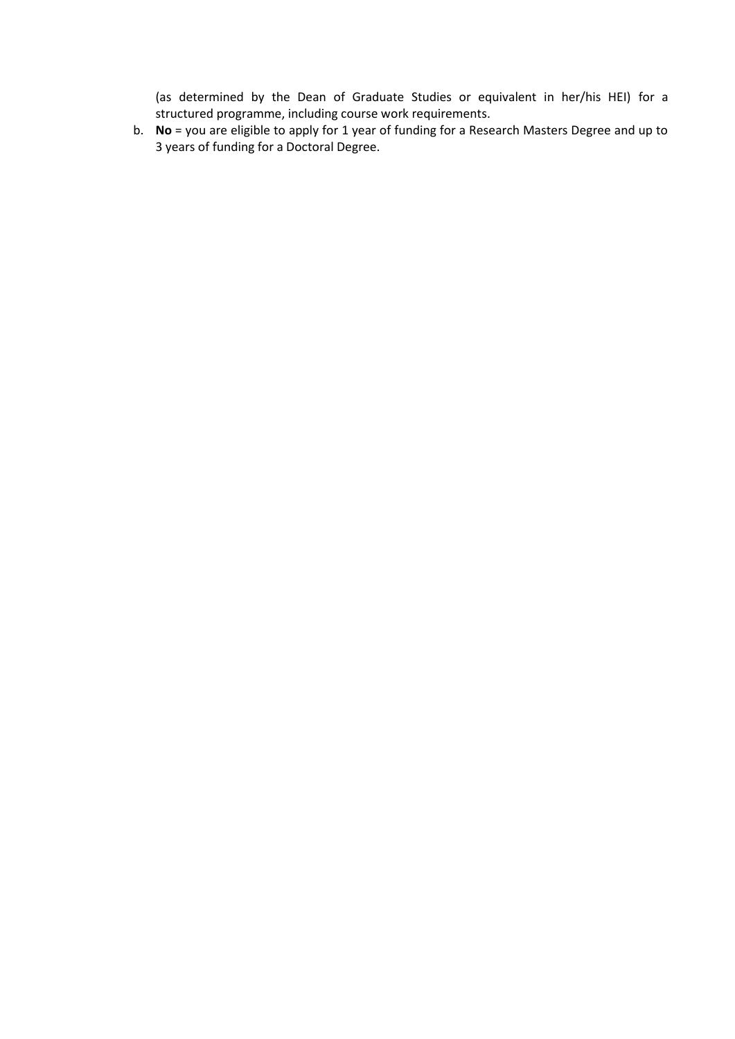(as determined by the Dean of Graduate Studies or equivalent in her/his HEI) for a structured programme, including course work requirements.

b. **No** = you are eligible to apply for 1 year of funding for a Research Masters Degree and up to 3 years of funding for a Doctoral Degree.